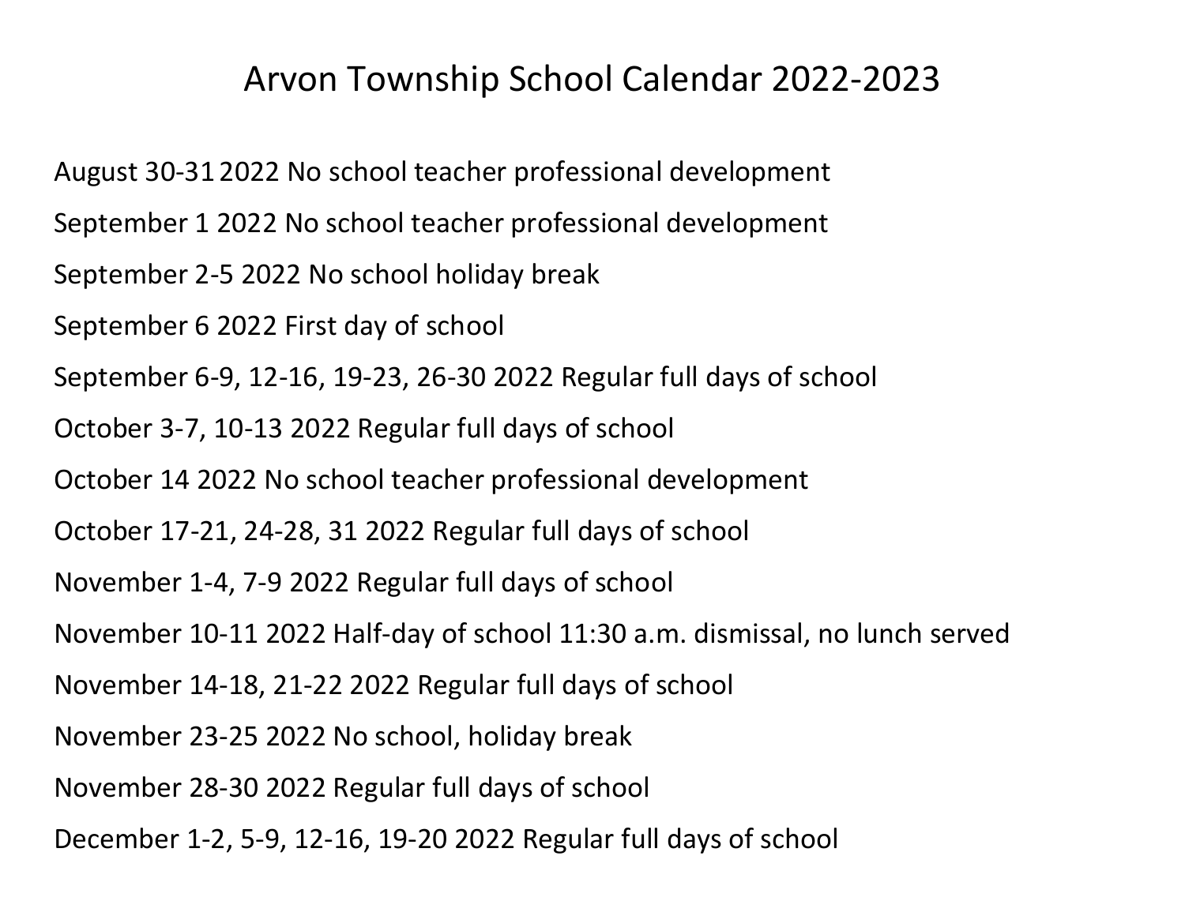# Arvon Township School Calendar 2022-2023

August 30-31 2022 No school teacher professional development

September 1 2022 No school teacher professional development

September 2-5 2022 No school holiday break

September 6 2022 First day of school

September 6-9, 12-16, 19-23, 26-30 2022 Regular full days of school

October 3-7, 10-13 2022 Regular full days of school

October 14 2022 No school teacher professional development

October 17-21, 24-28, 31 2022 Regular full days of school

November 1-4, 7-9 2022 Regular full days of school

November 10-11 2022 Half-day of school 11:30 a.m. dismissal, no lunch served

November 14-18, 21-22 2022 Regular full days of school

November 23-25 2022 No school, holiday break

November 28-30 2022 Regular full days of school

December 1-2, 5-9, 12-16, 19-20 2022 Regular full days of school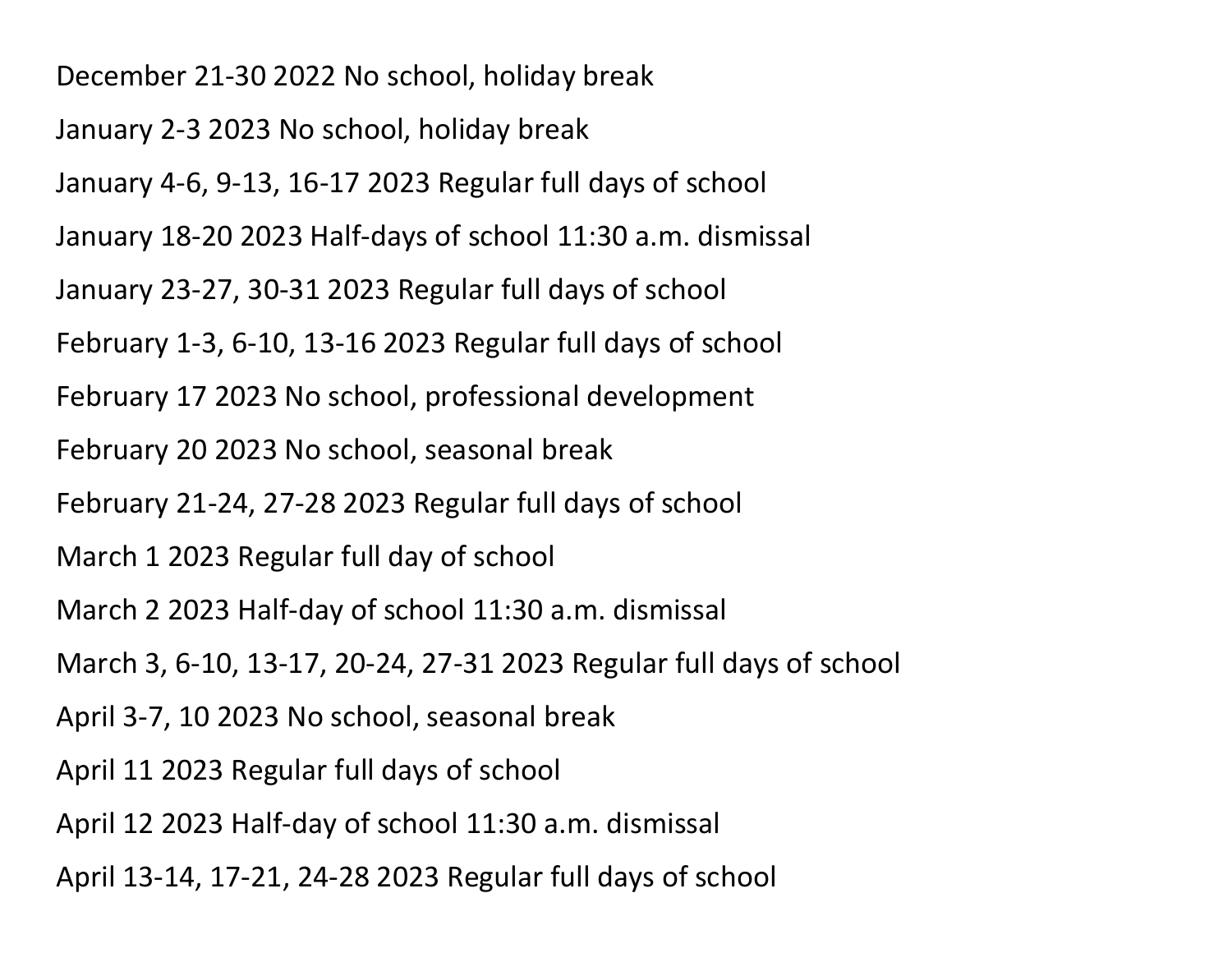December 21-30 2022 No school, holiday break

January 2-3 2023 No school, holiday break

January 4-6, 9-13, 16-17 2023 Regular full days of school

January 18-20 2023 Half-days of school 11:30 a.m. dismissal

January 23-27, 30-31 2023 Regular full days of school

February 1-3, 6-10, 13-16 2023 Regular full days of school

February 17 2023 No school, professional development

February 20 2023 No school, seasonal break

February 21-24, 27-28 2023 Regular full days of school

March 1 2023 Regular full day of school

March 2 2023 Half-day of school 11:30 a.m. dismissal

March 3, 6-10, 13-17, 20-24, 27-31 2023 Regular full days of school

April 3-7, 10 2023 No school, seasonal break

April 11 2023 Regular full days of school

April 12 2023 Half-day of school 11:30 a.m. dismissal

April 13-14, 17-21, 24-28 2023 Regular full days of school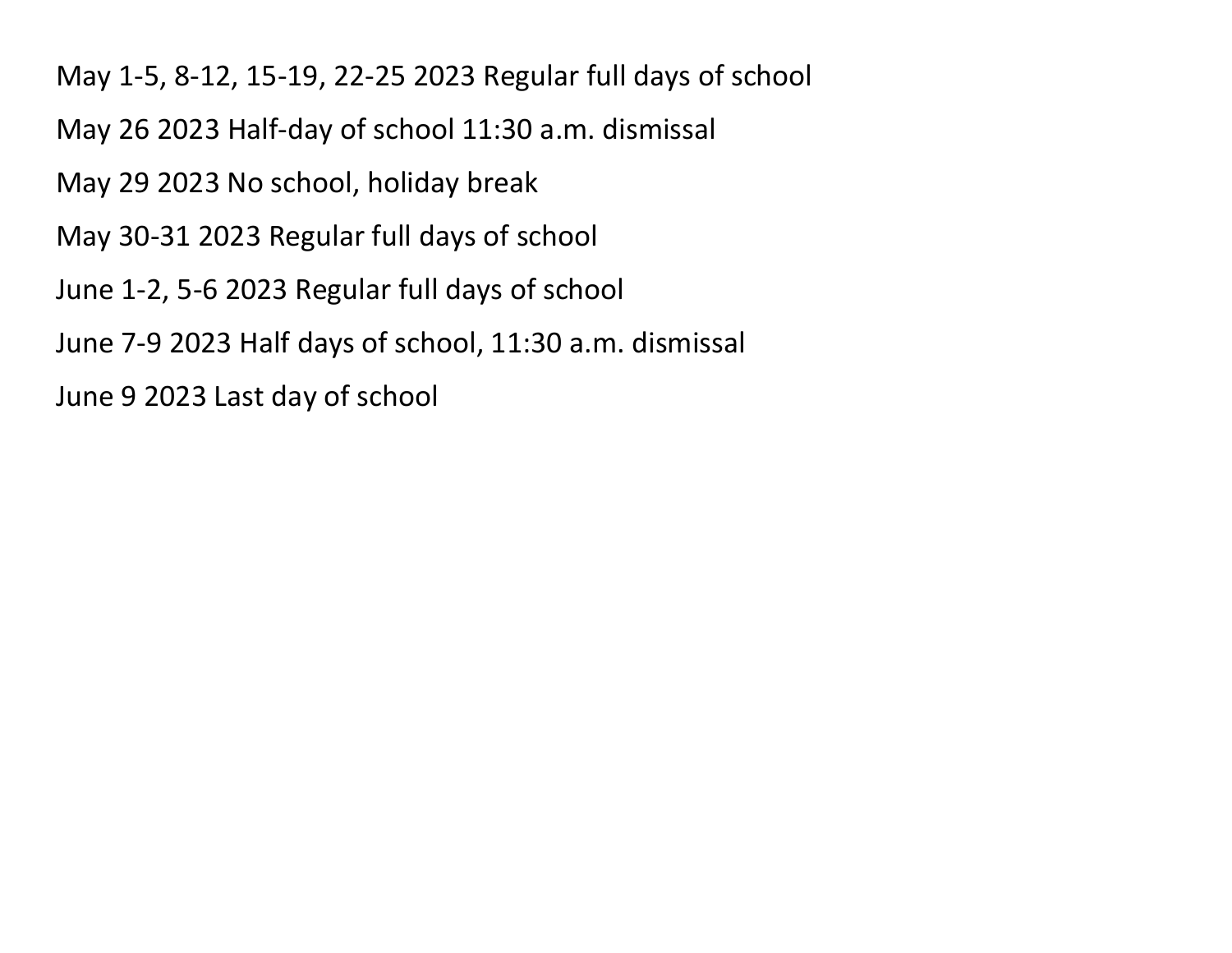May 1-5, 8-12, 15-19, 22-25 2023 Regular full days of school

May 26 2023 Half-day of school 11:30 a.m. dismissal

May 29 2023 No school, holiday break

May 30-31 2023 Regular full days of school

June 1-2, 5-6 2023 Regular full days of school

June 7-9 2023 Half days of school, 11:30 a.m. dismissal

June 9 2023 Last day of school